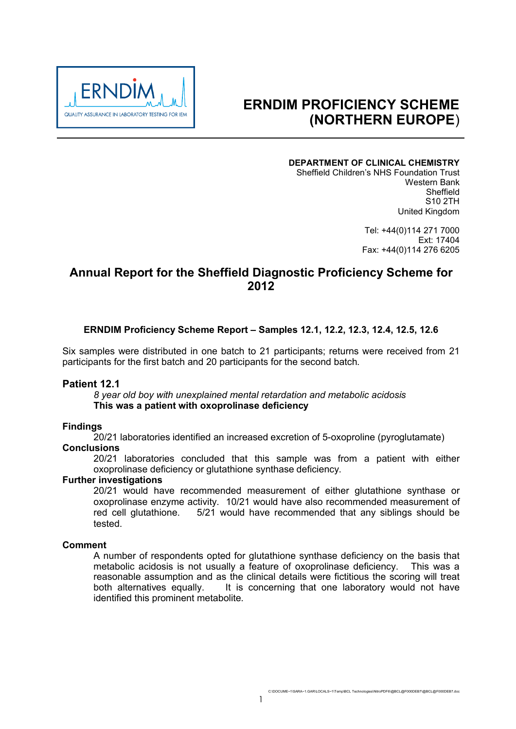# ERNDIM PROFICIENCY SCHEME (NORTHERN EUROPE)

**DEPARTMENT OF CLINICAL CHEMISTRY**
Sheffield Children's NHS Foundation Trust
Western Bank
Sheffield
S10 2TH
United Kingdom

Tel: +44(0)114 271 7000
Ext: 17404
Fax: +44(0)114 276 6205

## Annual Report for the Sheffield Diagnostic Proficiency Scheme for 2012

### ERNDIM Proficiency Scheme Report – Samples 12.1, 12.2, 12.3, 12.4, 12.5, 12.6

Six samples were distributed in one batch to 21 participants; returns were received from 21 participants for the first batch and 20 participants for the second batch.

### Patient 12.1

*8 year old boy with unexplained mental retardation and metabolic acidosis*
**This was a patient with oxoprolinase deficiency**

**Findings**

20/21 laboratories identified an increased excretion of 5-oxoproline (pyroglutamate)

**Conclusions**

20/21 laboratories concluded that this sample was from a patient with either oxoprolinase deficiency or glutathione synthase deficiency.

**Further investigations**

20/21 would have recommended measurement of either glutathione synthase or oxoprolinase enzyme activity. 10/21 would have also recommended measurement of red cell glutathione. 5/21 would have recommended that any siblings should be tested.

**Comment**

A number of respondents opted for glutathione synthase deficiency on the basis that metabolic acidosis is not usually a feature of oxoprolinase deficiency. This was a reasonable assumption and as the clinical details were fictitious the scoring will treat both alternatives equally. It is concerning that one laboratory would not have identified this prominent metabolite.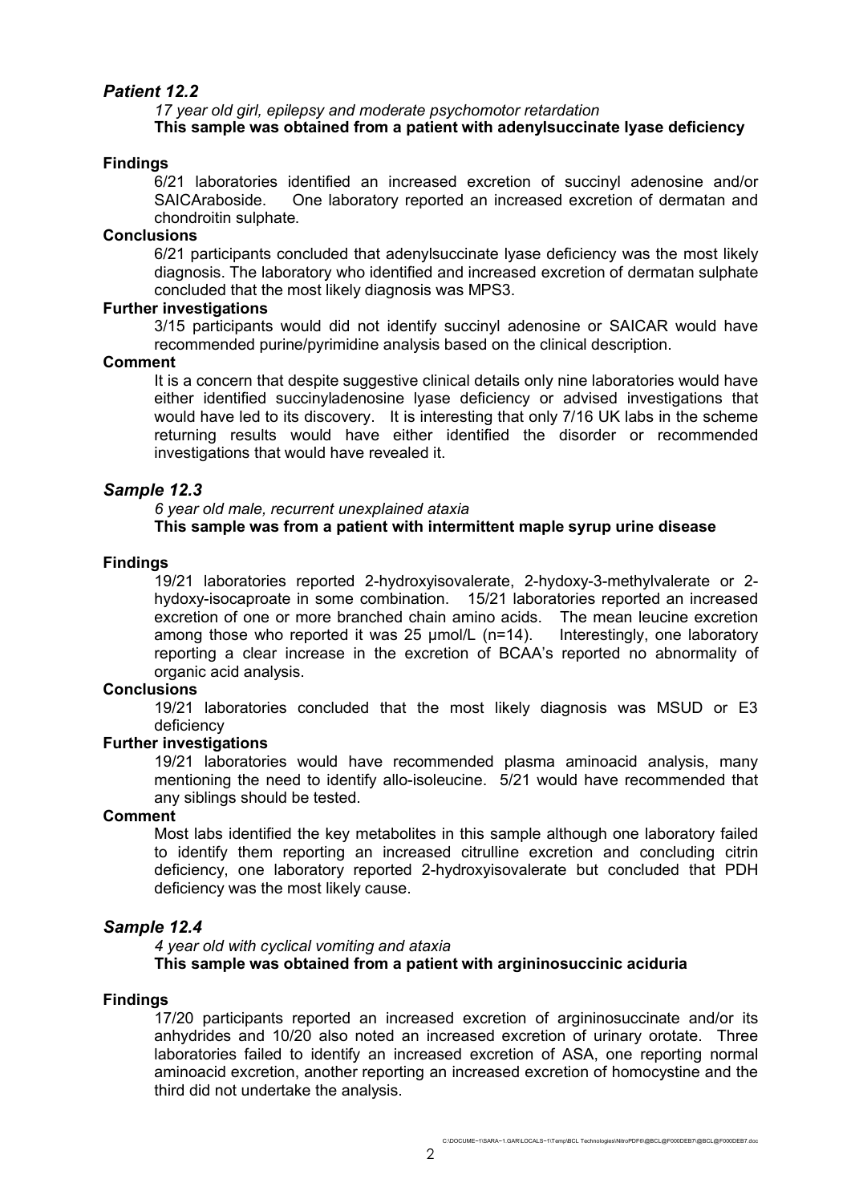## *Patient 12.2*

*17 year old girl, epilepsy and moderate psychomotor retardation*
**This sample was obtained from a patient with adenylsuccinate lyase deficiency**

**Findings**

6/21 laboratories identified an increased excretion of succinyl adenosine and/or SAICAraboside. One laboratory reported an increased excretion of dermatan and chondroitin sulphate.

**Conclusions**

6/21 participants concluded that adenylsuccinate lyase deficiency was the most likely diagnosis. The laboratory who identified and increased excretion of dermatan sulphate concluded that the most likely diagnosis was MPS3.

**Further investigations**

3/15 participants would did not identify succinyl adenosine or SAICAR would have recommended purine/pyrimidine analysis based on the clinical description.

**Comment**

It is a concern that despite suggestive clinical details only nine laboratories would have either identified succinyladenosine lyase deficiency or advised investigations that would have led to its discovery. It is interesting that only 7/16 UK labs in the scheme returning results would have either identified the disorder or recommended investigations that would have revealed it.

## *Sample 12.3*

*6 year old male, recurrent unexplained ataxia*
**This sample was from a patient with intermittent maple syrup urine disease**

**Findings**

19/21 laboratories reported 2-hydroxyisovalerate, 2-hydoxy-3-methylvalerate or 2-hydoxy-isocaproate in some combination. 15/21 laboratories reported an increased excretion of one or more branched chain amino acids. The mean leucine excretion among those who reported it was 25 µmol/L (n=14). Interestingly, one laboratory reporting a clear increase in the excretion of BCAA's reported no abnormality of organic acid analysis.

**Conclusions**

19/21 laboratories concluded that the most likely diagnosis was MSUD or E3 deficiency

**Further investigations**

19/21 laboratories would have recommended plasma aminoacid analysis, many mentioning the need to identify allo-isoleucine. 5/21 would have recommended that any siblings should be tested.

**Comment**

Most labs identified the key metabolites in this sample although one laboratory failed to identify them reporting an increased citrulline excretion and concluding citrin deficiency, one laboratory reported 2-hydroxyisovalerate but concluded that PDH deficiency was the most likely cause.

## *Sample 12.4*

*4 year old with cyclical vomiting and ataxia*
**This sample was obtained from a patient with argininosuccinic aciduria**

**Findings**

17/20 participants reported an increased excretion of argininosuccinate and/or its anhydrides and 10/20 also noted an increased excretion of urinary orotate. Three laboratories failed to identify an increased excretion of ASA, one reporting normal aminoacid excretion, another reporting an increased excretion of homocystine and the third did not undertake the analysis.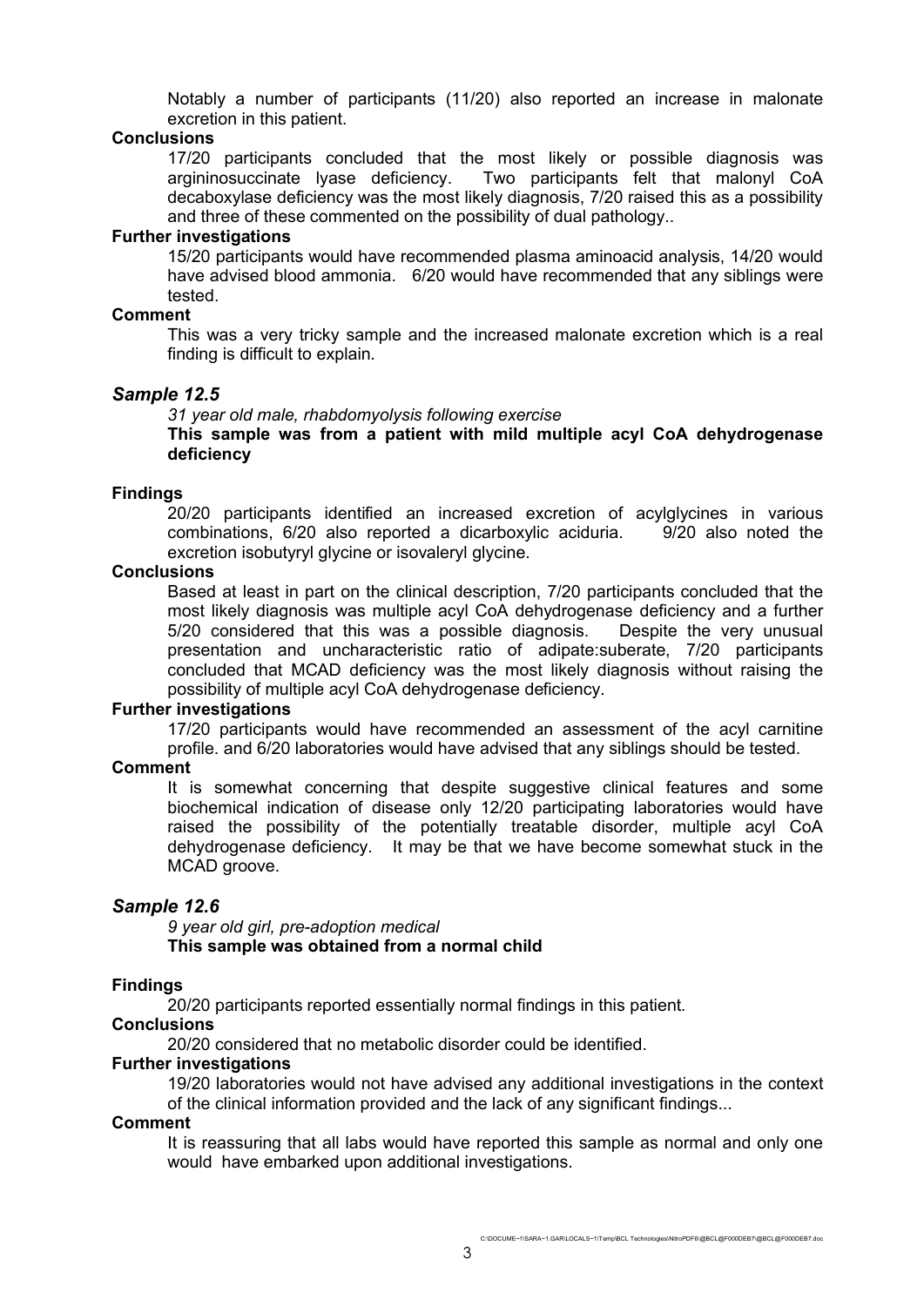Notably a number of participants (11/20) also reported an increase in malonate excretion in this patient.

**Conclusions**

17/20 participants concluded that the most likely or possible diagnosis was argininosuccinate lyase deficiency. Two participants felt that malonyl CoA decaboxylase deficiency was the most likely diagnosis, 7/20 raised this as a possibility and three of these commented on the possibility of dual pathology..

**Further investigations**

15/20 participants would have recommended plasma aminoacid analysis, 14/20 would have advised blood ammonia. 6/20 would have recommended that any siblings were tested.

**Comment**

This was a very tricky sample and the increased malonate excretion which is a real finding is difficult to explain.

### *Sample 12.5*

*31 year old male, rhabdomyolysis following exercise*

**This sample was from a patient with mild multiple acyl CoA dehydrogenase deficiency**

**Findings**

20/20 participants identified an increased excretion of acylglycines in various combinations, 6/20 also reported a dicarboxylic aciduria. 9/20 also noted the excretion isobutyryl glycine or isovaleryl glycine.

**Conclusions**

Based at least in part on the clinical description, 7/20 participants concluded that the most likely diagnosis was multiple acyl CoA dehydrogenase deficiency and a further 5/20 considered that this was a possible diagnosis. Despite the very unusual presentation and uncharacteristic ratio of adipate:suberate, 7/20 participants concluded that MCAD deficiency was the most likely diagnosis without raising the possibility of multiple acyl CoA dehydrogenase deficiency.

**Further investigations**

17/20 participants would have recommended an assessment of the acyl carnitine profile. and 6/20 laboratories would have advised that any siblings should be tested.

**Comment**

It is somewhat concerning that despite suggestive clinical features and some biochemical indication of disease only 12/20 participating laboratories would have raised the possibility of the potentially treatable disorder, multiple acyl CoA dehydrogenase deficiency. It may be that we have become somewhat stuck in the MCAD groove.

### *Sample 12.6*

*9 year old girl, pre-adoption medical*

**This sample was obtained from a normal child**

**Findings**

20/20 participants reported essentially normal findings in this patient.

**Conclusions**

20/20 considered that no metabolic disorder could be identified.

**Further investigations**

19/20 laboratories would not have advised any additional investigations in the context of the clinical information provided and the lack of any significant findings...

**Comment**

It is reassuring that all labs would have reported this sample as normal and only one would have embarked upon additional investigations.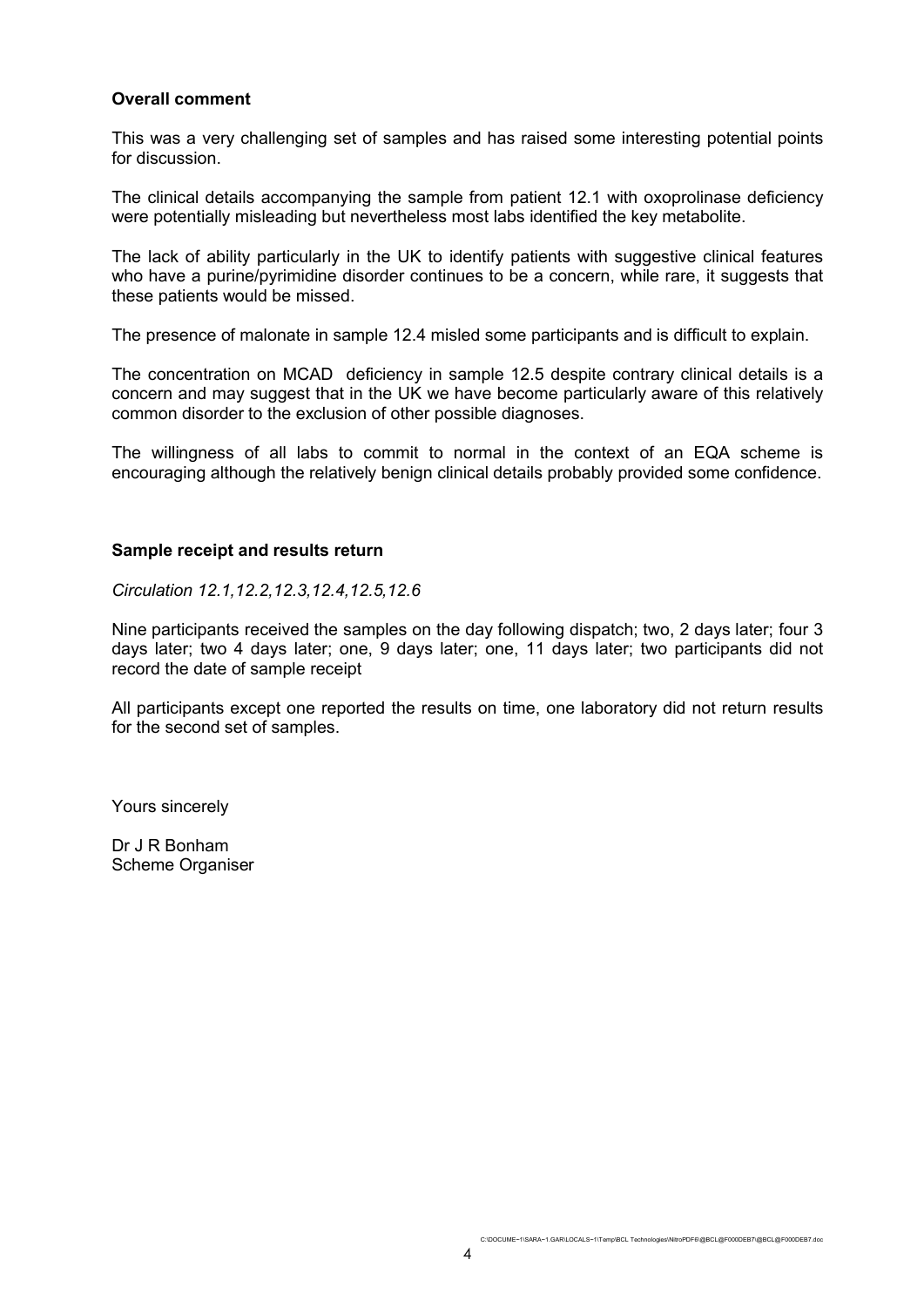**Overall comment**

This was a very challenging set of samples and has raised some interesting potential points for discussion.

The clinical details accompanying the sample from patient 12.1 with oxoprolinase deficiency were potentially misleading but nevertheless most labs identified the key metabolite.

The lack of ability particularly in the UK to identify patients with suggestive clinical features who have a purine/pyrimidine disorder continues to be a concern, while rare, it suggests that these patients would be missed.

The presence of malonate in sample 12.4 misled some participants and is difficult to explain.

The concentration on MCAD deficiency in sample 12.5 despite contrary clinical details is a concern and may suggest that in the UK we have become particularly aware of this relatively common disorder to the exclusion of other possible diagnoses.

The willingness of all labs to commit to normal in the context of an EQA scheme is encouraging although the relatively benign clinical details probably provided some confidence.

**Sample receipt and results return**

*Circulation 12.1,12.2,12.3,12.4,12.5,12.6*

Nine participants received the samples on the day following dispatch; two, 2 days later; four 3 days later; two 4 days later; one, 9 days later; one, 11 days later; two participants did not record the date of sample receipt

All participants except one reported the results on time, one laboratory did not return results for the second set of samples.

Yours sincerely

Dr J R Bonham
Scheme Organiser